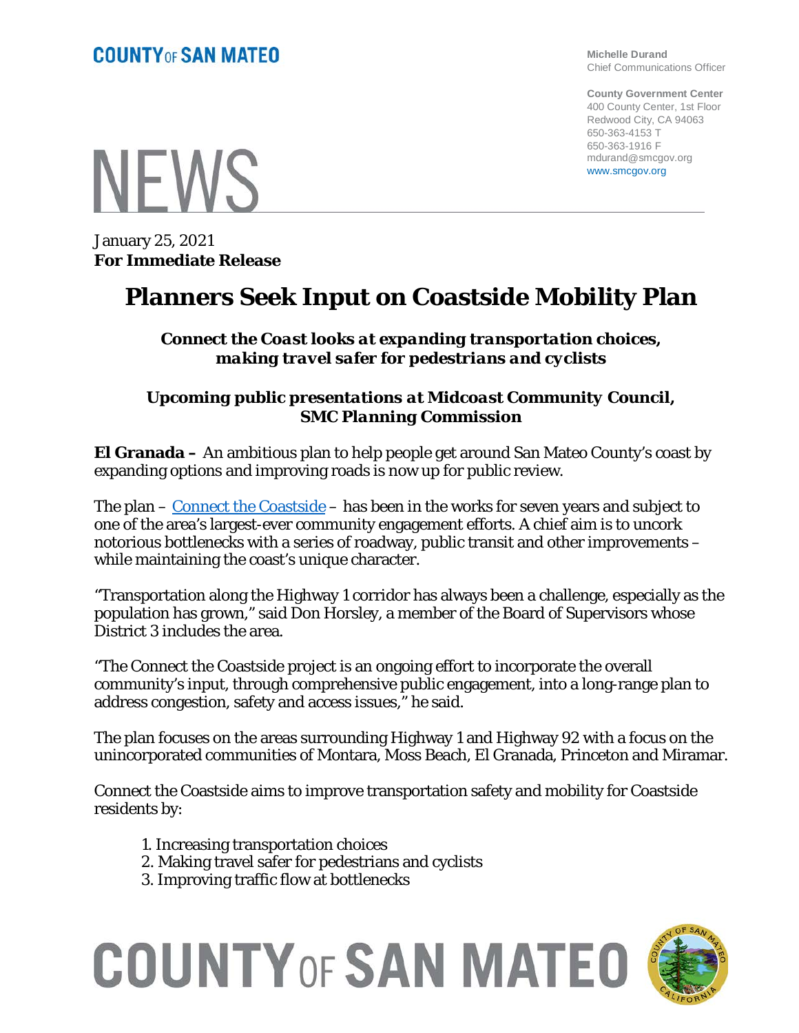**COUNTY OF SAN MATEO**

Michelle Durand
Chief Communications Officer

County Government Center
400 County Center, 1st Floor
Redwood City, CA 94063
650-363-4153 T
650-363-1916 F
mdurand@smcgov.org
www.smcgov.org

# NEWS

January 25, 2021
**For Immediate Release**

# Planners Seek Input on Coastside Mobility Plan

### *Connect the Coast looks at expanding transportation choices, making travel safer for pedestrians and cyclists*

### *Upcoming public presentations at Midcoast Community Council, SMC Planning Commission*

**El Granada –** An ambitious plan to help people get around San Mateo County's coast by expanding options and improving roads is now up for public review.

The plan – [Connect the Coastside](Connect the Coastside) – has been in the works for seven years and subject to one of the area's largest-ever community engagement efforts. A chief aim is to uncork notorious bottlenecks with a series of roadway, public transit and other improvements – while maintaining the coast's unique character.

"Transportation along the Highway 1 corridor has always been a challenge, especially as the population has grown," said Don Horsley, a member of the Board of Supervisors whose District 3 includes the area.

"The Connect the Coastside project is an ongoing effort to incorporate the overall community's input, through comprehensive public engagement, into a long-range plan to address congestion, safety and access issues," he said.

The plan focuses on the areas surrounding Highway 1 and Highway 92 with a focus on the unincorporated communities of Montara, Moss Beach, El Granada, Princeton and Miramar.

Connect the Coastside aims to improve transportation safety and mobility for Coastside residents by:

1. Increasing transportation choices
2. Making travel safer for pedestrians and cyclists
3. Improving traffic flow at bottlenecks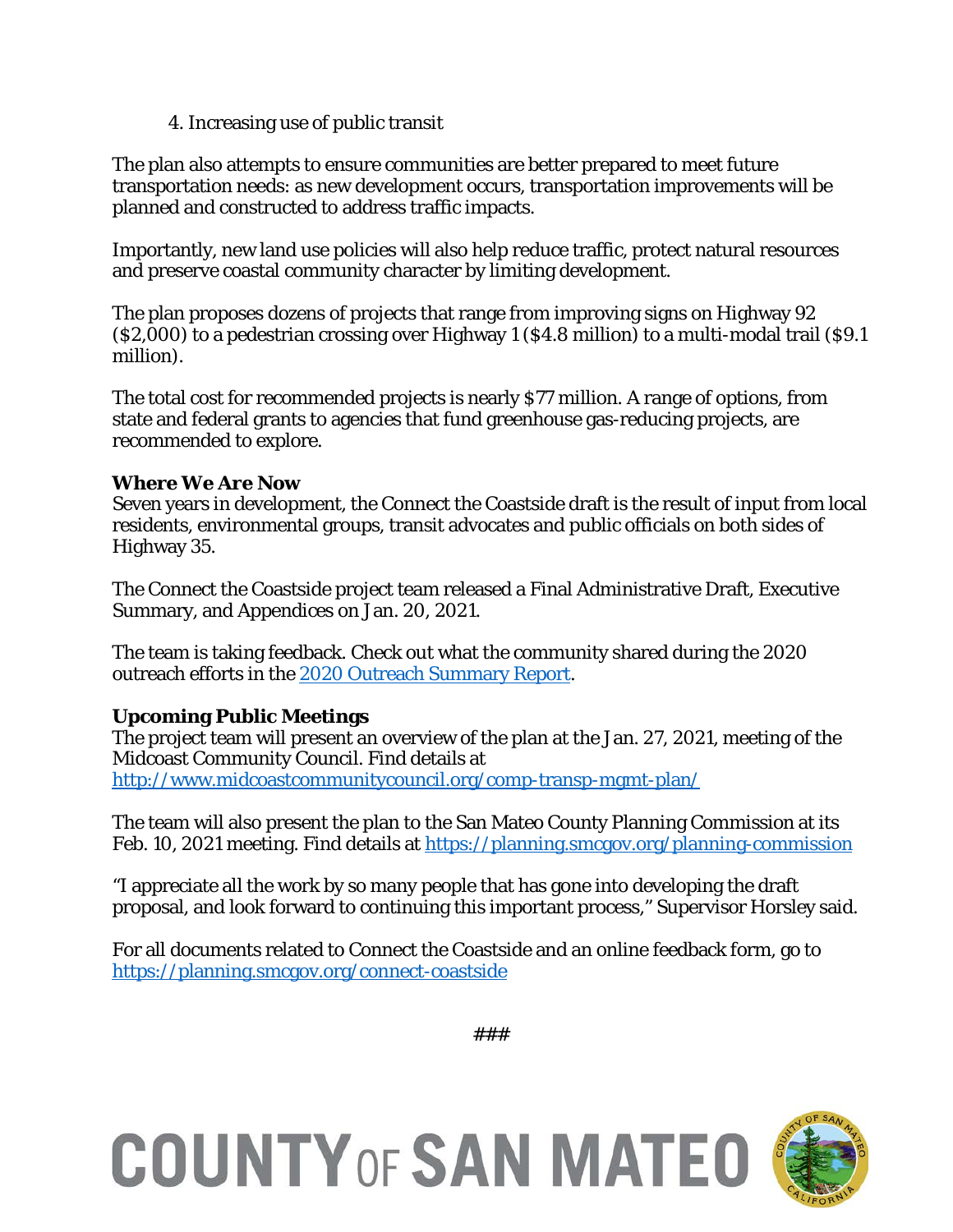4. Increasing use of public transit

The plan also attempts to ensure communities are better prepared to meet future transportation needs: as new development occurs, transportation improvements will be planned and constructed to address traffic impacts.

Importantly, new land use policies will also help reduce traffic, protect natural resources and preserve coastal community character by limiting development.

The plan proposes dozens of projects that range from improving signs on Highway 92 ($2,000) to a pedestrian crossing over Highway 1 ($4.8 million) to a multi-modal trail ($9.1 million).

The total cost for recommended projects is nearly $77 million. A range of options, from state and federal grants to agencies that fund greenhouse gas-reducing projects, are recommended to explore.

**Where We Are Now**

Seven years in development, the Connect the Coastside draft is the result of input from local residents, environmental groups, transit advocates and public officials on both sides of Highway 35.

The Connect the Coastside project team released a Final Administrative Draft, Executive Summary, and Appendices on Jan. 20, 2021.

The team is taking feedback. Check out what the community shared during the 2020 outreach efforts in the 2020 Outreach Summary Report.

**Upcoming Public Meetings**

The project team will present an overview of the plan at the Jan. 27, 2021, meeting of the Midcoast Community Council. Find details at http://www.midcoastcommunitycouncil.org/comp-transp-mgmt-plan/

The team will also present the plan to the San Mateo County Planning Commission at its Feb. 10, 2021 meeting. Find details at https://planning.smcgov.org/planning-commission

"I appreciate all the work by so many people that has gone into developing the draft proposal, and look forward to continuing this important process," Supervisor Horsley said.

For all documents related to Connect the Coastside and an online feedback form, go to https://planning.smcgov.org/connect-coastside

###

COUNTY OF SAN MATEO